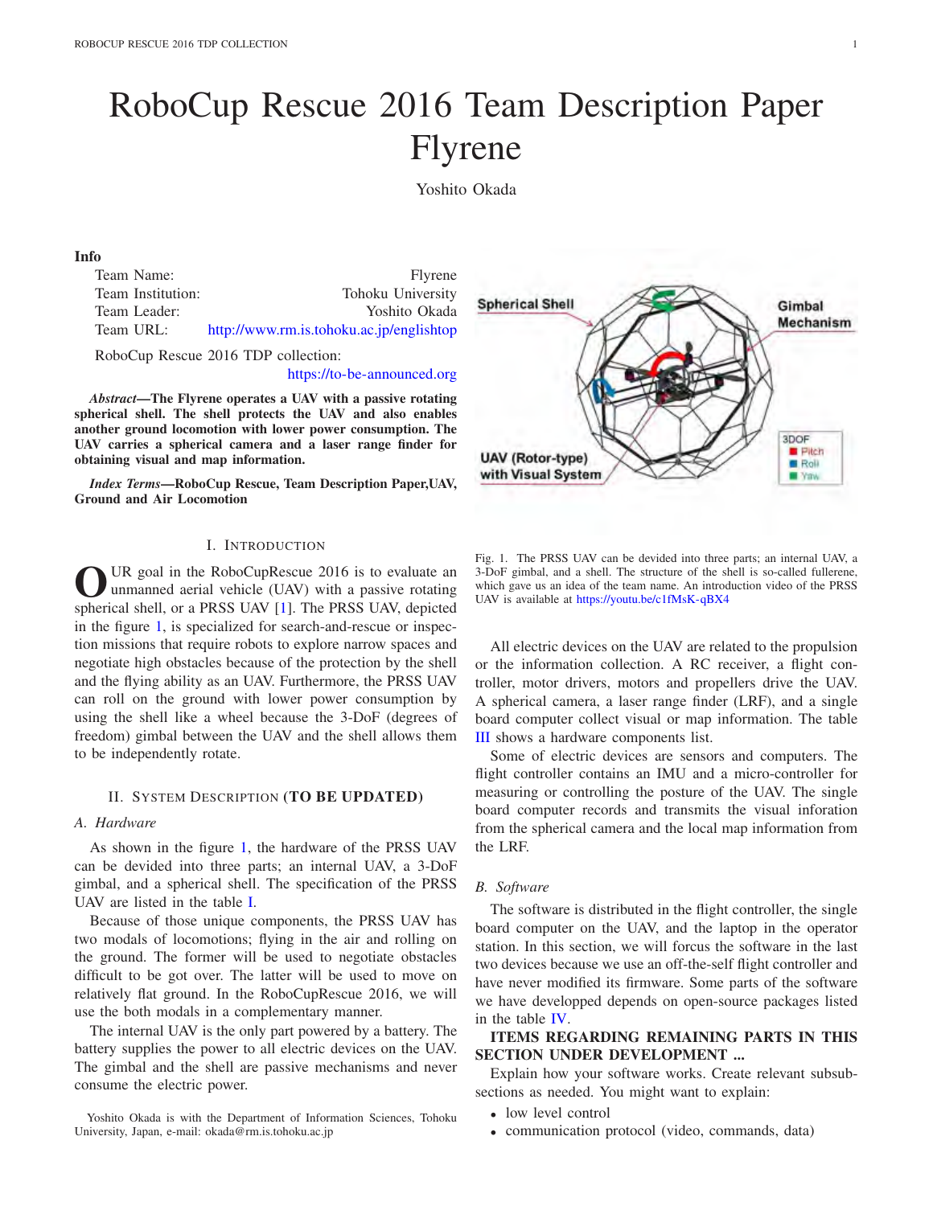# RoboCup Rescue 2016 Team Description Paper Flyrene

Yoshito Okada

**Info**

| | |
|---|---|
| Team Name: | Flyrene |
| Team Institution: | Tohoku University |
| Team Leader: | Yoshito Okada |
| Team URL: | http://www.rm.is.tohoku.ac.jp/englishtop |

RoboCup Rescue 2016 TDP collection:
https://to-be-announced.org

***Abstract*—The Flyrene operates a UAV with a passive rotating spherical shell. The shell protects the UAV and also enables another ground locomotion with lower power consumption. The UAV carries a spherical camera and a laser range finder for obtaining visual and map information.**

***Index Terms*—RoboCup Rescue, Team Description Paper,UAV, Ground and Air Locomotion**

## I. Introduction

OUR goal in the RoboCupRescue 2016 is to evaluate an unmanned aerial vehicle (UAV) with a passive rotating spherical shell, or a PRSS UAV [1]. The PRSS UAV, depicted in the figure 1, is specialized for search-and-rescue or inspection missions that require robots to explore narrow spaces and negotiate high obstacles because of the protection by the shell and the flying ability as an UAV. Furthermore, the PRSS UAV can roll on the ground with lower power consumption by using the shell like a wheel because the 3-DoF (degrees of freedom) gimbal between the UAV and the shell allows them to be independently rotate.

Fig. 1. The PRSS UAV can be devided into three parts; an internal UAV, a 3-DoF gimbal, and a shell. The structure of the shell is so-called fullerene, which gave us an idea of the team name. An introduction video of the PRSS UAV is available at https://youtu.be/c1fMsK-qBX4

## II. System Description (**TO BE UPDATED**)

### A. Hardware

As shown in the figure 1, the hardware of the PRSS UAV can be devided into three parts; an internal UAV, a 3-DoF gimbal, and a spherical shell. The specification of the PRSS UAV are listed in the table I.

Because of those unique components, the PRSS UAV has two modals of locomotions; flying in the air and rolling on the ground. The former will be used to negotiate obstacles difficult to be got over. The latter will be used to move on relatively flat ground. In the RoboCupRescue 2016, we will use the both modals in a complementary manner.

The internal UAV is the only part powered by a battery. The battery supplies the power to all electric devices on the UAV. The gimbal and the shell are passive mechanisms and never consume the electric power.

All electric devices on the UAV are related to the propulsion or the information collection. A RC receiver, a flight controller, motor drivers, motors and propellers drive the UAV. A spherical camera, a laser range finder (LRF), and a single board computer collect visual or map information. The table III shows a hardware components list.

Some of electric devices are sensors and computers. The flight controller contains an IMU and a micro-controller for measuring or controlling the posture of the UAV. The single board computer records and transmits the visual inforation from the spherical camera and the local map information from the LRF.

### B. Software

The software is distributed in the flight controller, the single board computer on the UAV, and the laptop in the operator station. In this section, we will forcus the software in the last two devices because we use an off-the-self flight controller and have never modified its firmware. Some parts of the software we have developped depends on open-source packages listed in the table IV.

**ITEMS REGARDING REMAINING PARTS IN THIS SECTION UNDER DEVELOPMENT ...**

Explain how your software works. Create relevant subsubsections as needed. You might want to explain:

- low level control
- communication protocol (video, commands, data)

Yoshito Okada is with the Department of Information Sciences, Tohoku University, Japan, e-mail: okada@rm.is.tohoku.ac.jp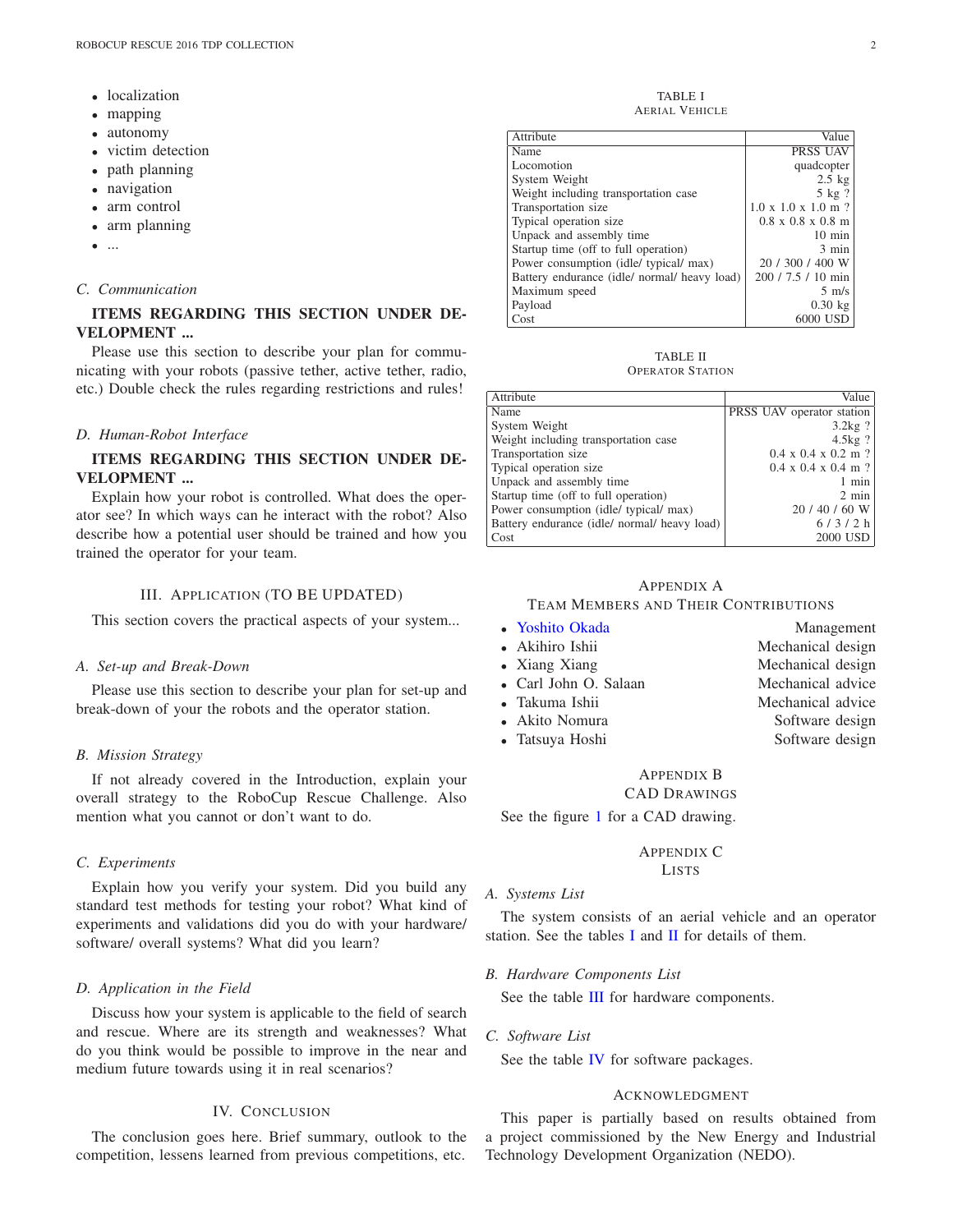- localization
- mapping
- autonomy
- victim detection
- path planning
- navigation
- arm control
- arm planning
- ...

### C. Communication

**ITEMS REGARDING THIS SECTION UNDER DEVELOPMENT ...**

Please use this section to describe your plan for communicating with your robots (passive tether, active tether, radio, etc.) Double check the rules regarding restrictions and rules!

### D. Human-Robot Interface

**ITEMS REGARDING THIS SECTION UNDER DEVELOPMENT ...**

Explain how your robot is controlled. What does the operator see? In which ways can he interact with the robot? Also describe how a potential user should be trained and how you trained the operator for your team.

## III. Application (to be updated)

This section covers the practical aspects of your system...

### A. Set-up and Break-Down

Please use this section to describe your plan for set-up and break-down of your the robots and the operator station.

### B. Mission Strategy

If not already covered in the Introduction, explain your overall strategy to the RoboCup Rescue Challenge. Also mention what you cannot or don't want to do.

### C. Experiments

Explain how you verify your system. Did you build any standard test methods for testing your robot? What kind of experiments and validations did you do with your hardware/ software/ overall systems? What did you learn?

### D. Application in the Field

Discuss how your system is applicable to the field of search and rescue. Where are its strength and weaknesses? What do you think would be possible to improve in the near and medium future towards using it in real scenarios?

## IV. Conclusion

The conclusion goes here. Brief summary, outlook to the competition, lessens learned from previous competitions, etc.

TABLE I
Aerial Vehicle

| Attribute | Value |
|---|---|
| Name | PRSS UAV |
| Locomotion | quadcopter |
| System Weight | 2.5 kg |
| Weight including transportation case | 5 kg ? |
| Transportation size | 1.0 x 1.0 x 1.0 m ? |
| Typical operation size | 0.8 x 0.8 x 0.8 m |
| Unpack and assembly time | 10 min |
| Startup time (off to full operation) | 3 min |
| Power consumption (idle/ typical/ max) | 20 / 300 / 400 W |
| Battery endurance (idle/ normal/ heavy load) | 200 / 7.5 / 10 min |
| Maximum speed | 5 m/s |
| Payload | 0.30 kg |
| Cost | 6000 USD |

TABLE II
Operator Station

| Attribute | Value |
|---|---|
| Name | PRSS UAV operator station |
| System Weight | 3.2kg ? |
| Weight including transportation case | 4.5kg ? |
| Transportation size | 0.4 x 0.4 x 0.2 m ? |
| Typical operation size | 0.4 x 0.4 x 0.4 m ? |
| Unpack and assembly time | 1 min |
| Startup time (off to full operation) | 2 min |
| Power consumption (idle/ typical/ max) | 20 / 40 / 60 W |
| Battery endurance (idle/ normal/ heavy load) | 6 / 3 / 2 h |
| Cost | 2000 USD |

## Appendix A
## Team Members and Their Contributions

- Yoshito Okada — Management
- Akihiro Ishii — Mechanical design
- Xiang Xiang — Mechanical design
- Carl John O. Salaan — Mechanical advice
- Takuma Ishii — Mechanical advice
- Akito Nomura — Software design
- Tatsuya Hoshi — Software design

## Appendix B
## CAD Drawings

See the figure 1 for a CAD drawing.

## Appendix C
## Lists

### A. Systems List

The system consists of an aerial vehicle and an operator station. See the tables I and II for details of them.

### B. Hardware Components List

See the table III for hardware components.

### C. Software List

See the table IV for software packages.

## Acknowledgment

This paper is partially based on results obtained from a project commissioned by the New Energy and Industrial Technology Development Organization (NEDO).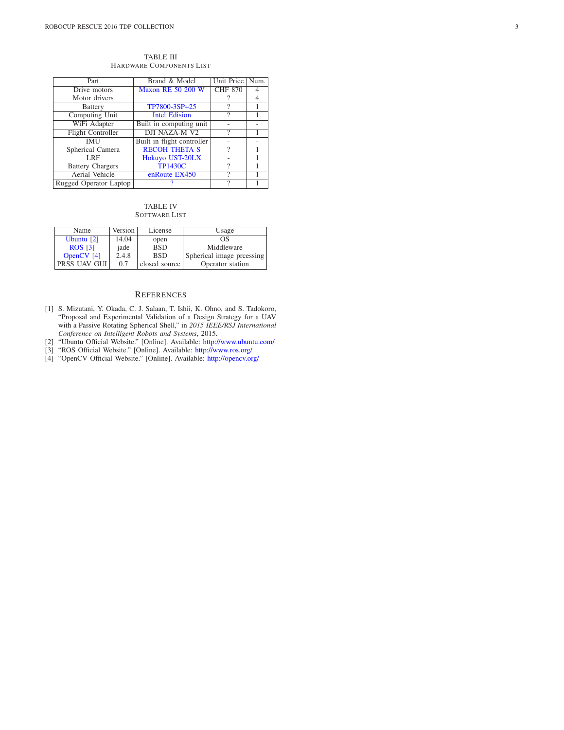TABLE III
HARDWARE COMPONENTS LIST

| Part | Brand & Model | Unit Price | Num. |
|---|---|---|---|
| Drive motors | Maxon RE 50 200 W | CHF 870 | 4 |
| Motor drivers | | ? | 4 |
| Battery | TP7800-3SP+25 | ? | 1 |
| Computing Unit | Intel Edision | ? | 1 |
| WiFi Adapter | Built in computing unit | - | - |
| Flight Controller | DJI NAZA-M V2 | ? | 1 |
| IMU | Built in flight controller | - | - |
| Spherical Camera | RECOH THETA S | ? | 1 |
| LRF | Hokuyo UST-20LX | - | 1 |
| Battery Chargers | TP1430C | ? | 1 |
| Aerial Vehicle | enRoute EX450 | ? | 1 |
| Rugged Operator Laptop | ? | ? | 1 |

TABLE IV
SOFTWARE LIST

| Name | Version | License | Usage |
|---|---|---|---|
| Ubuntu [2] | 14.04 | open | OS |
| ROS [3] | jade | BSD | Middleware |
| OpenCV [4] | 2.4.8 | BSD | Spherical image prcessing |
| PRSS UAV GUI | 0.7 | closed source | Operator station |

## REFERENCES

[1] S. Mizutani, Y. Okada, C. J. Salaan, T. Ishii, K. Ohno, and S. Tadokoro, "Proposal and Experimental Validation of a Design Strategy for a UAV with a Passive Rotating Spherical Shell," in *2015 IEEE/RSJ International Conference on Intelligent Robots and Systems*, 2015.

[2] "Ubuntu Official Website." [Online]. Available: http://www.ubuntu.com/

[3] "ROS Official Website." [Online]. Available: http://www.ros.org/

[4] "OpenCV Official Website." [Online]. Available: http://opencv.org/